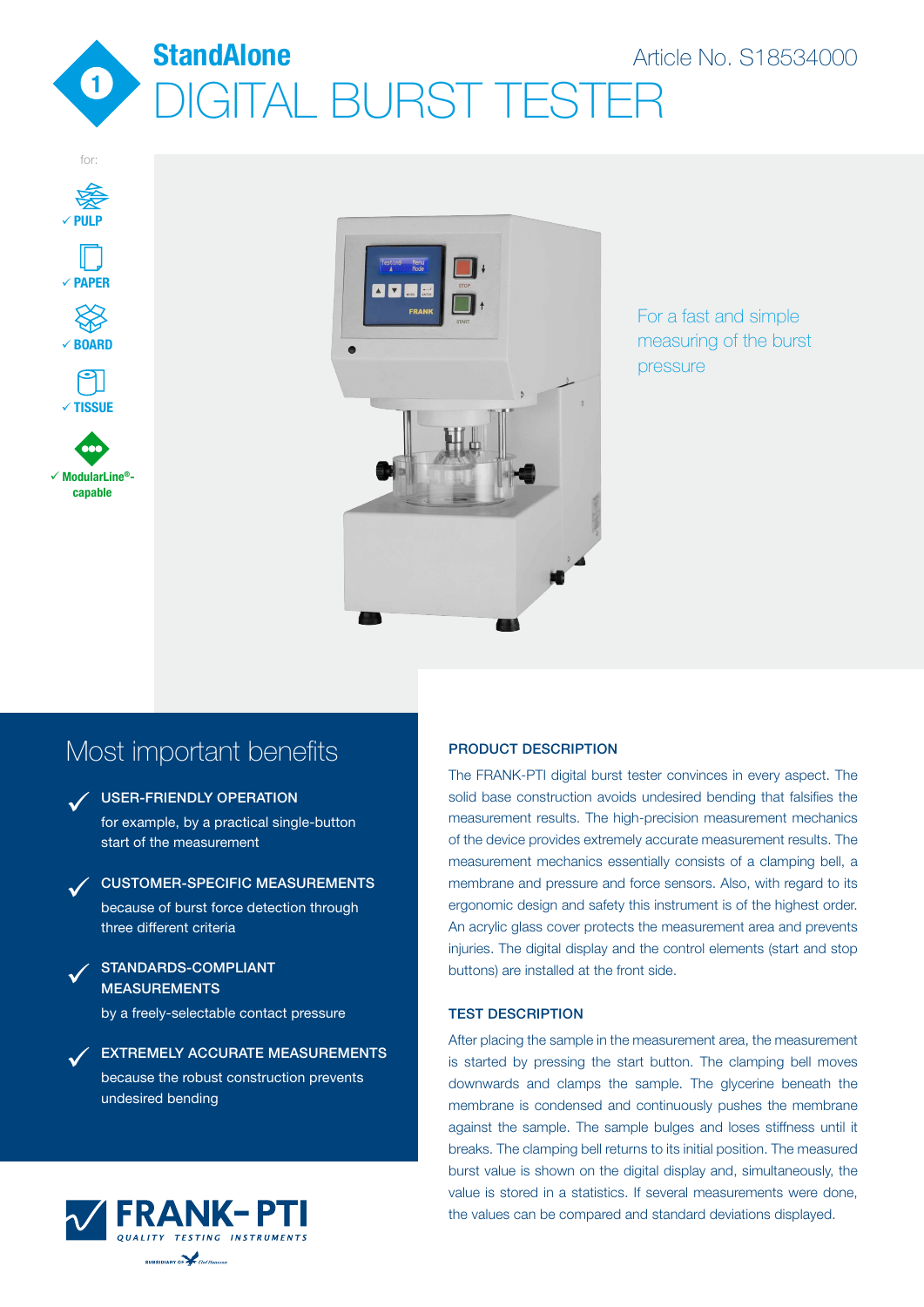# StandAlone

Article No. S18534000

# DIGITAL BURST TESTER

for:

- ✓ PULP
- ✓ PAPER
- ✓ BOARD
- ✓ TISSUE
- ✓ ModularLine®-capable

For a fast and simple measuring of the burst pressure

## Most important benefits

**USER-FRIENDLY OPERATION**
for example, by a practical single-button start of the measurement

**CUSTOMER-SPECIFIC MEASUREMENTS**
because of burst force detection through three different criteria

**STANDARDS-COMPLIANT MEASUREMENTS**
by a freely-selectable contact pressure

**EXTREMELY ACCURATE MEASUREMENTS**
because the robust construction prevents undesired bending

### PRODUCT DESCRIPTION

The FRANK-PTI digital burst tester convinces in every aspect. The solid base construction avoids undesired bending that falsifies the measurement results. The high-precision measurement mechanics of the device provides extremely accurate measurement results. The measurement mechanics essentially consists of a clamping bell, a membrane and pressure and force sensors. Also, with regard to its ergonomic design and safety this instrument is of the highest order. An acrylic glass cover protects the measurement area and prevents injuries. The digital display and the control elements (start and stop buttons) are installed at the front side.

### TEST DESCRIPTION

After placing the sample in the measurement area, the measurement is started by pressing the start button. The clamping bell moves downwards and clamps the sample. The glycerine beneath the membrane is condensed and continuously pushes the membrane against the sample. The sample bulges and loses stiffness until it breaks. The clamping bell returns to its initial position. The measured burst value is shown on the digital display and, simultaneously, the value is stored in a statistics. If several measurements were done, the values can be compared and standard deviations displayed.

FRANK-PTI
QUALITY TESTING INSTRUMENTS
SUBSIDIARY OF Carl Hamann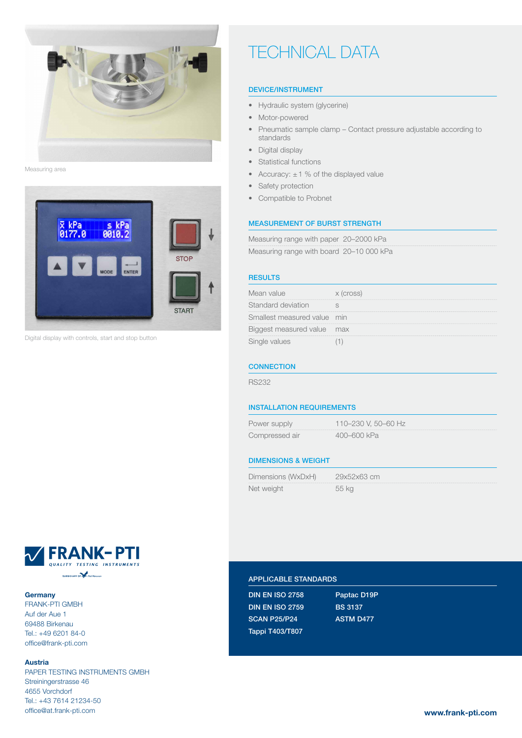Measuring area

Digital display with controls, start and stop button

# TECHNICAL DATA

## DEVICE/INSTRUMENT

- Hydraulic system (glycerine)
- Motor-powered
- Pneumatic sample clamp – Contact pressure adjustable according to standards
- Digital display
- Statistical functions
- Accuracy: ±1 % of the displayed value
- Safety protection
- Compatible to Probnet

## MEASUREMENT OF BURST STRENGTH

| | |
|---|---|
| Measuring range with paper | 20–2000 kPa |
| Measuring range with board | 20–10 000 kPa |

## RESULTS

| | |
|---|---|
| Mean value | x (cross) |
| Standard deviation | s |
| Smallest measured value | min |
| Biggest measured value | max |
| Single values | (1) |

## CONNECTION

RS232

## INSTALLATION REQUIREMENTS

| | |
|---|---|
| Power supply | 110–230 V, 50–60 Hz |
| Compressed air | 400–600 kPa |

## DIMENSIONS & WEIGHT

| | |
|---|---|
| Dimensions (WxDxH) | 29x52x63 cm |
| Net weight | 55 kg |

## APPLICABLE STANDARDS

| | |
|---|---|
| **DIN EN ISO 2758** | **Paptac D19P** |
| **DIN EN ISO 2759** | **BS 3137** |
| **SCAN P25/P24** | **ASTM D477** |
| **Tappi T403/T807** | |

**FRANK-PTI**
QUALITY TESTING INSTRUMENTS

**Germany**
FRANK-PTI GMBH
Auf der Aue 1
69488 Birkenau
Tel.: +49 6201 84-0
office@frank-pti.com

**Austria**
PAPER TESTING INSTRUMENTS GMBH
Streiningerstrasse 46
4655 Vorchdorf
Tel.: +43 7614 21234-50
office@at.frank-pti.com

**www.frank-pti.com**